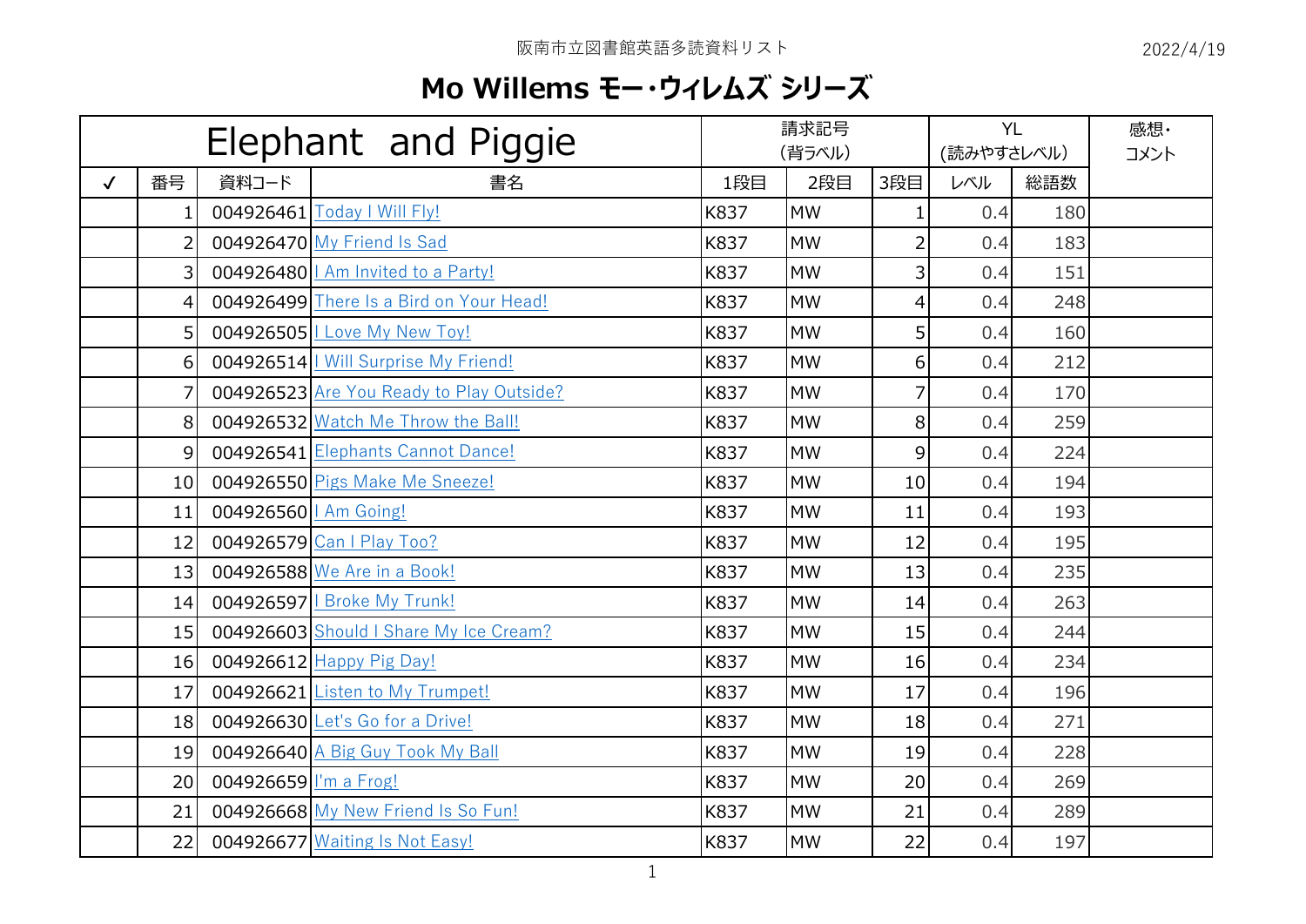阪南市立図書館英語多読資料リスト

2022/4/19

# Mo Willems モー・ウィレムズ シリーズ

| Elephant and Piggie | | | | 請求記号(背ラベル) | | | YL(読みやすさレベル) | | 感想・コメント |
|---|---|---|---|---|---|---|---|---|---|
| ✓ | 番号 | 資料コード | 書名 | 1段目 | 2段目 | 3段目 | レベル | 総語数 | |
| | 1 | 004926461 | Today I Will Fly! | K837 | MW | 1 | 0.4 | 180 | |
| | 2 | 004926470 | My Friend Is Sad | K837 | MW | 2 | 0.4 | 183 | |
| | 3 | 004926480 | I Am Invited to a Party! | K837 | MW | 3 | 0.4 | 151 | |
| | 4 | 004926499 | There Is a Bird on Your Head! | K837 | MW | 4 | 0.4 | 248 | |
| | 5 | 004926505 | I Love My New Toy! | K837 | MW | 5 | 0.4 | 160 | |
| | 6 | 004926514 | I Will Surprise My Friend! | K837 | MW | 6 | 0.4 | 212 | |
| | 7 | 004926523 | Are You Ready to Play Outside? | K837 | MW | 7 | 0.4 | 170 | |
| | 8 | 004926532 | Watch Me Throw the Ball! | K837 | MW | 8 | 0.4 | 259 | |
| | 9 | 004926541 | Elephants Cannot Dance! | K837 | MW | 9 | 0.4 | 224 | |
| | 10 | 004926550 | Pigs Make Me Sneeze! | K837 | MW | 10 | 0.4 | 194 | |
| | 11 | 004926560 | I Am Going! | K837 | MW | 11 | 0.4 | 193 | |
| | 12 | 004926579 | Can I Play Too? | K837 | MW | 12 | 0.4 | 195 | |
| | 13 | 004926588 | We Are in a Book! | K837 | MW | 13 | 0.4 | 235 | |
| | 14 | 004926597 | I Broke My Trunk! | K837 | MW | 14 | 0.4 | 263 | |
| | 15 | 004926603 | Should I Share My Ice Cream? | K837 | MW | 15 | 0.4 | 244 | |
| | 16 | 004926612 | Happy Pig Day! | K837 | MW | 16 | 0.4 | 234 | |
| | 17 | 004926621 | Listen to My Trumpet! | K837 | MW | 17 | 0.4 | 196 | |
| | 18 | 004926630 | Let's Go for a Drive! | K837 | MW | 18 | 0.4 | 271 | |
| | 19 | 004926640 | A Big Guy Took My Ball | K837 | MW | 19 | 0.4 | 228 | |
| | 20 | 004926659 | I'm a Frog! | K837 | MW | 20 | 0.4 | 269 | |
| | 21 | 004926668 | My New Friend Is So Fun! | K837 | MW | 21 | 0.4 | 289 | |
| | 22 | 004926677 | Waiting Is Not Easy! | K837 | MW | 22 | 0.4 | 197 | |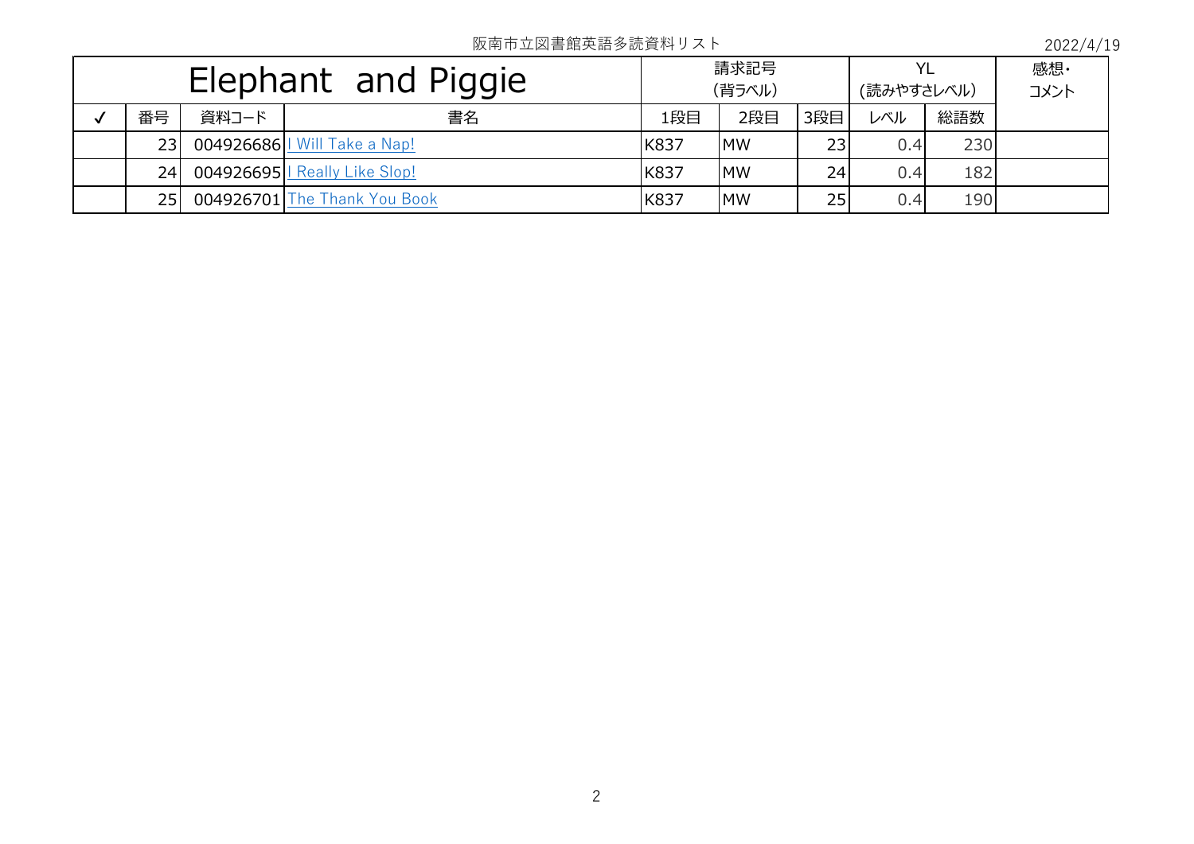阪南市立図書館英語多読資料リスト

2022/4/19

| Elephant and Piggie | | | | 請求記号<br>（背ラベル） | | | YL<br>（読みやすさレベル） | | 感想・<br>コメント |
|---|---|---|---|---|---|---|---|---|---|
| ✓ | 番号 | 資料コード | 書名 | 1段目 | 2段目 | 3段目 | レベル | 総語数 | |
| | 23 | 004926686 | I Will Take a Nap! | K837 | MW | 23 | 0.4 | 230 | |
| | 24 | 004926695 | I Really Like Slop! | K837 | MW | 24 | 0.4 | 182 | |
| | 25 | 004926701 | The Thank You Book | K837 | MW | 25 | 0.4 | 190 | |